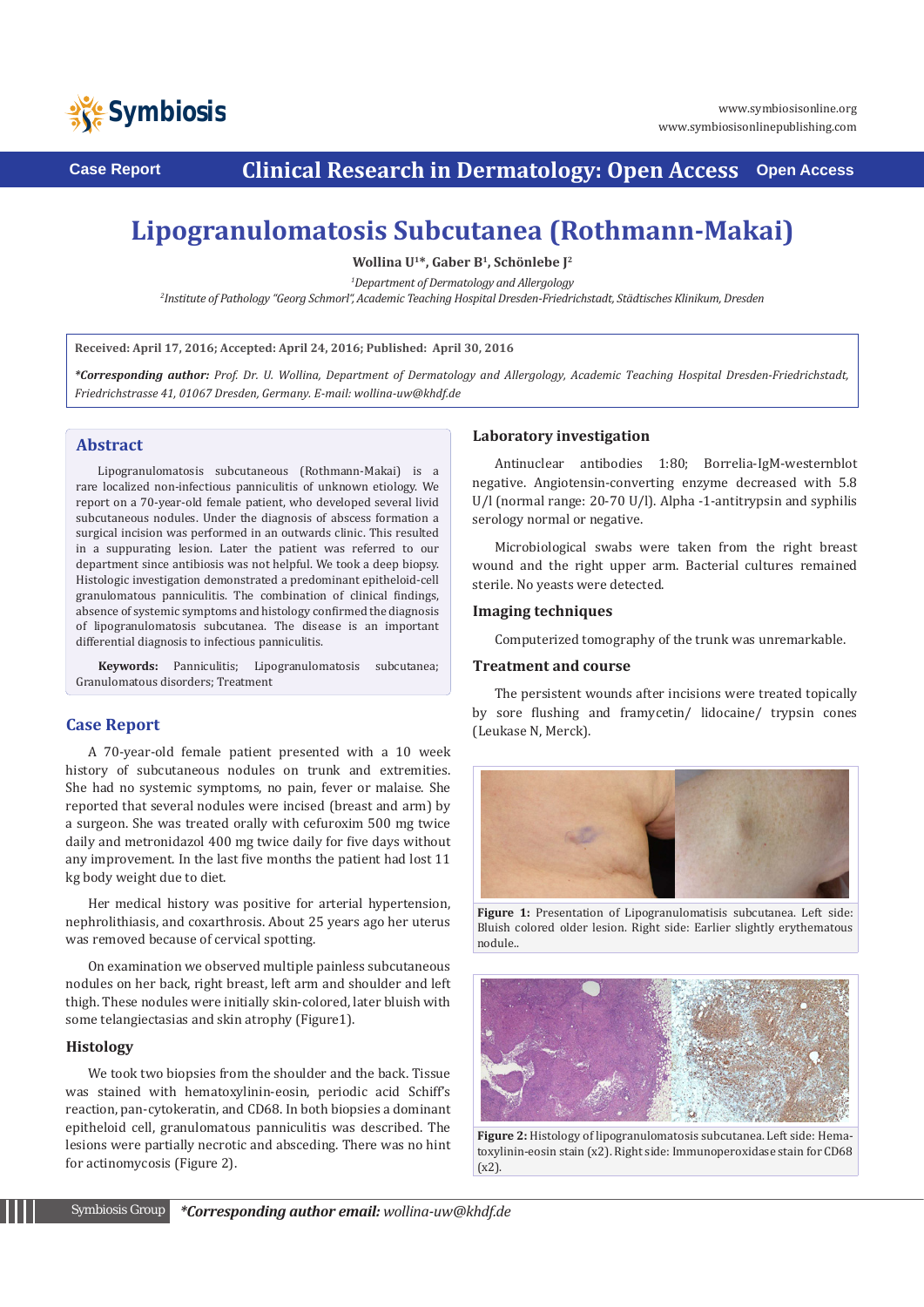# Lipogranulomatosis Subcutanea (Rothmann-Makai)

**Wollina U[1]*, Gaber B[1], Schönlebe J[2]**

*[1]Department of Dermatology and Allergology*

*[2]Institute of Pathology "Georg Schmorl", Academic Teaching Hospital Dresden-Friedrichstadt, Städtisches Klinikum, Dresden*

**Received: April 17, 2016; Accepted: April 24, 2016; Published: April 30, 2016**

***Corresponding author:** *Prof. Dr. U. Wollina, Department of Dermatology and Allergology, Academic Teaching Hospital Dresden-Friedrichstadt, Friedrichstrasse 41, 01067 Dresden, Germany. E-mail: wollina-uw@khdf.de*

## Abstract

Lipogranulomatosis subcutaneous (Rothmann-Makai) is a rare localized non-infectious panniculitis of unknown etiology. We report on a 70-year-old female patient, who developed several livid subcutaneous nodules. Under the diagnosis of abscess formation a surgical incision was performed in an outwards clinic. This resulted in a suppurating lesion. Later the patient was referred to our department since antibiosis was not helpful. We took a deep biopsy. Histologic investigation demonstrated a predominant epitheloid-cell granulomatous panniculitis. The combination of clinical findings, absence of systemic symptoms and histology confirmed the diagnosis of lipogranulomatosis subcutanea. The disease is an important differential diagnosis to infectious panniculitis.

**Keywords:** Panniculitis; Lipogranulomatosis subcutanea; Granulomatous disorders; Treatment

## Case Report

A 70-year-old female patient presented with a 10 week history of subcutaneous nodules on trunk and extremities. She had no systemic symptoms, no pain, fever or malaise. She reported that several nodules were incised (breast and arm) by a surgeon. She was treated orally with cefuroxim 500 mg twice daily and metronidazol 400 mg twice daily for five days without any improvement. In the last five months the patient had lost 11 kg body weight due to diet.

Her medical history was positive for arterial hypertension, nephrolithiasis, and coxarthrosis. About 25 years ago her uterus was removed because of cervical spotting.

On examination we observed multiple painless subcutaneous nodules on her back, right breast, left arm and shoulder and left thigh. These nodules were initially skin-colored, later bluish with some telangiectasias and skin atrophy (Figure1).

### Histology

We took two biopsies from the shoulder and the back. Tissue was stained with hematoxylinin-eosin, periodic acid Schiff's reaction, pan-cytokeratin, and CD68. In both biopsies a dominant epitheloid cell, granulomatous panniculitis was described. The lesions were partially necrotic and absceding. There was no hint for actinomycosis (Figure 2).

### Laboratory investigation

Antinuclear antibodies 1:80; Borrelia-IgM-westernblot negative. Angiotensin-converting enzyme decreased with 5.8 U/l (normal range: 20-70 U/l). Alpha -1-antitrypsin and syphilis serology normal or negative.

Microbiological swabs were taken from the right breast wound and the right upper arm. Bacterial cultures remained sterile. No yeasts were detected.

### Imaging techniques

Computerized tomography of the trunk was unremarkable.

### Treatment and course

The persistent wounds after incisions were treated topically by sore flushing and framycetin/ lidocaine/ trypsin cones (Leukase N, Merck).

**Figure 1:** Presentation of Lipogranulomatisis subcutanea. Left side: Bluish colored older lesion. Right side: Earlier slightly erythematous nodule..

**Figure 2:** Histology of lipogranulomatosis subcutanea. Left side: Hematoxylinin-eosin stain (x2). Right side: Immunoperoxidase stain for CD68 (x2).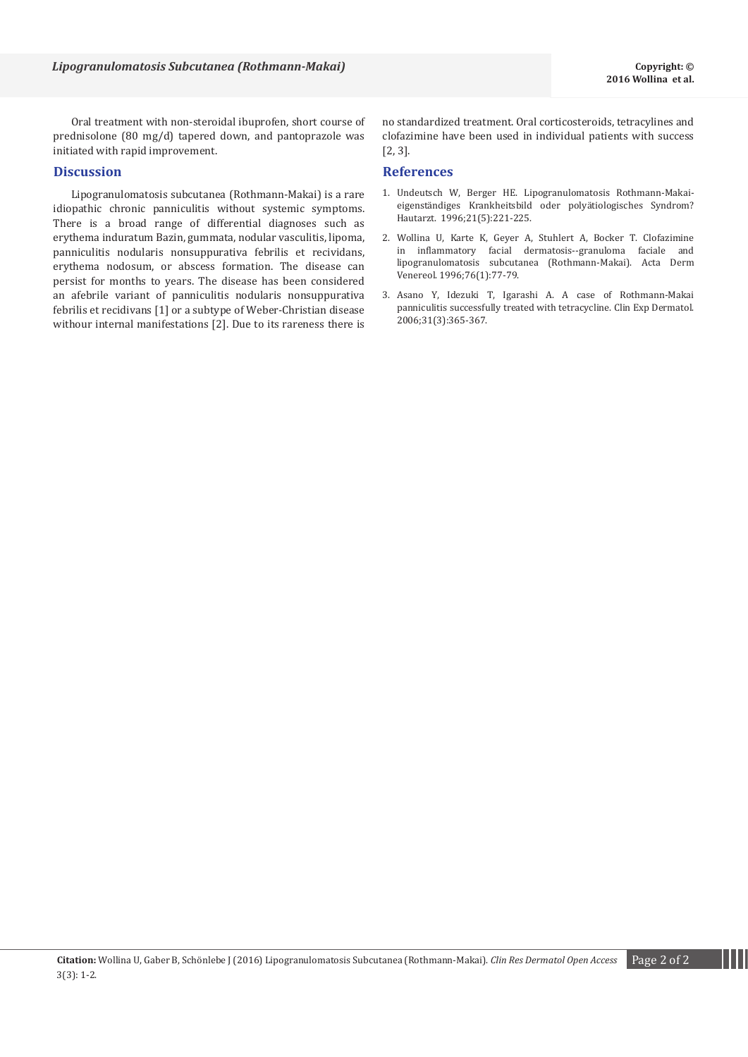Oral treatment with non-steroidal ibuprofen, short course of prednisolone (80 mg/d) tapered down, and pantoprazole was initiated with rapid improvement.

## Discussion

Lipogranulomatosis subcutanea (Rothmann-Makai) is a rare idiopathic chronic panniculitis without systemic symptoms. There is a broad range of differential diagnoses such as erythema induratum Bazin, gummata, nodular vasculitis, lipoma, panniculitis nodularis nonsuppurativa febrilis et recividans, erythema nodosum, or abscess formation. The disease can persist for months to years. The disease has been considered an afebrile variant of panniculitis nodularis nonsuppurativa febrilis et recidivans [1] or a subtype of Weber-Christian disease withour internal manifestations [2]. Due to its rareness there is no standardized treatment. Oral corticosteroids, tetracylines and clofazimine have been used in individual patients with success [2, 3].

## References

1. Undeutsch W, Berger HE. Lipogranulomatosis Rothmann-Makai-eigenständiges Krankheitsbild oder polyätiologisches Syndrom? Hautarzt. 1996;21(5):221-225.
2. Wollina U, Karte K, Geyer A, Stuhlert A, Bocker T. Clofazimine in inflammatory facial dermatosis--granuloma faciale and lipogranulomatosis subcutanea (Rothmann-Makai). Acta Derm Venereol. 1996;76(1):77-79.
3. Asano Y, Idezuki T, Igarashi A. A case of Rothmann-Makai panniculitis successfully treated with tetracycline. Clin Exp Dermatol. 2006;31(3):365-367.

**Citation:** Wollina U, Gaber B, Schönlebe J (2016) Lipogranulomatosis Subcutanea (Rothmann-Makai). *Clin Res Dermatol Open Access* 3(3): 1-2.